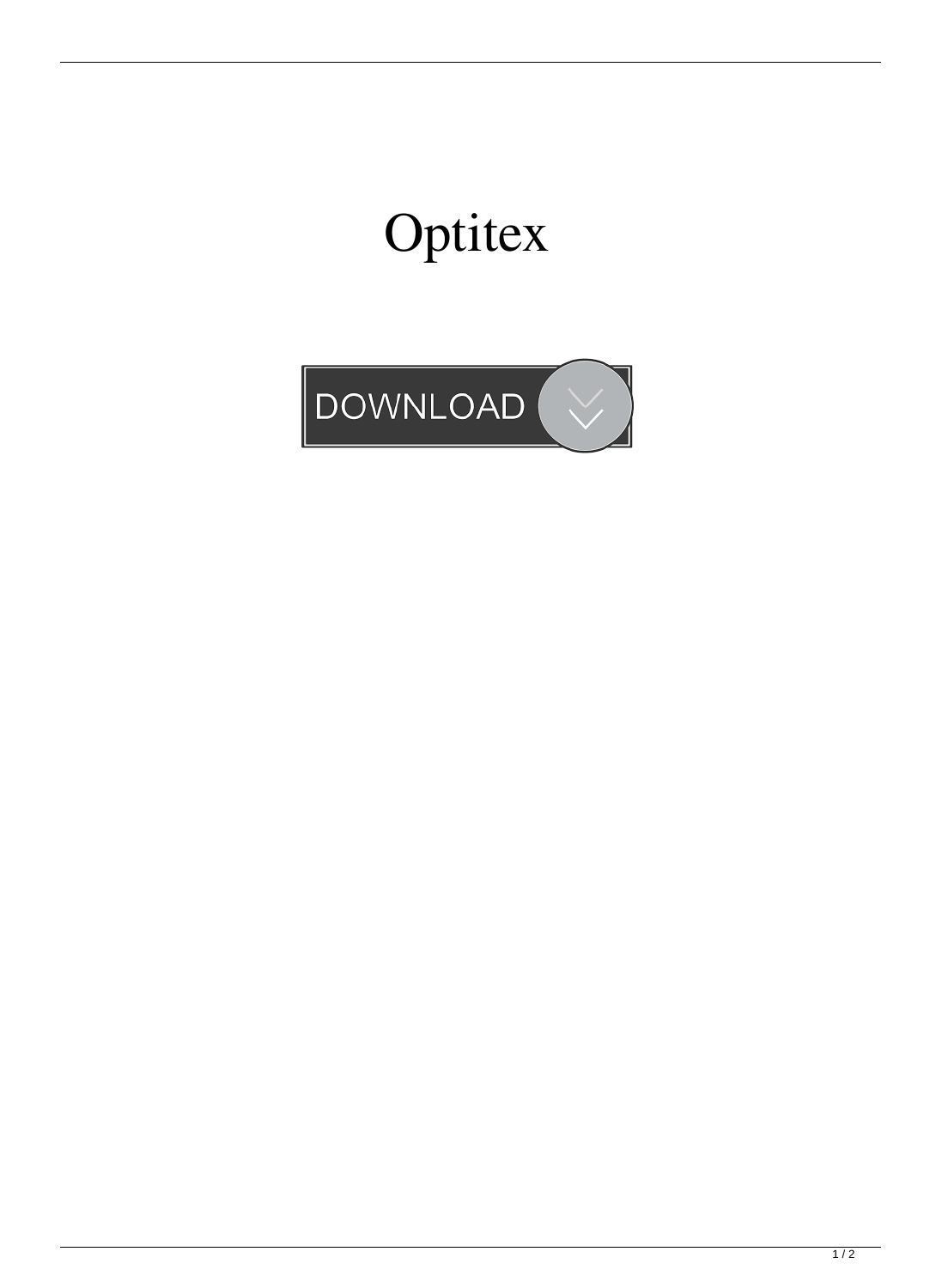# Optitex

DOWNLOAD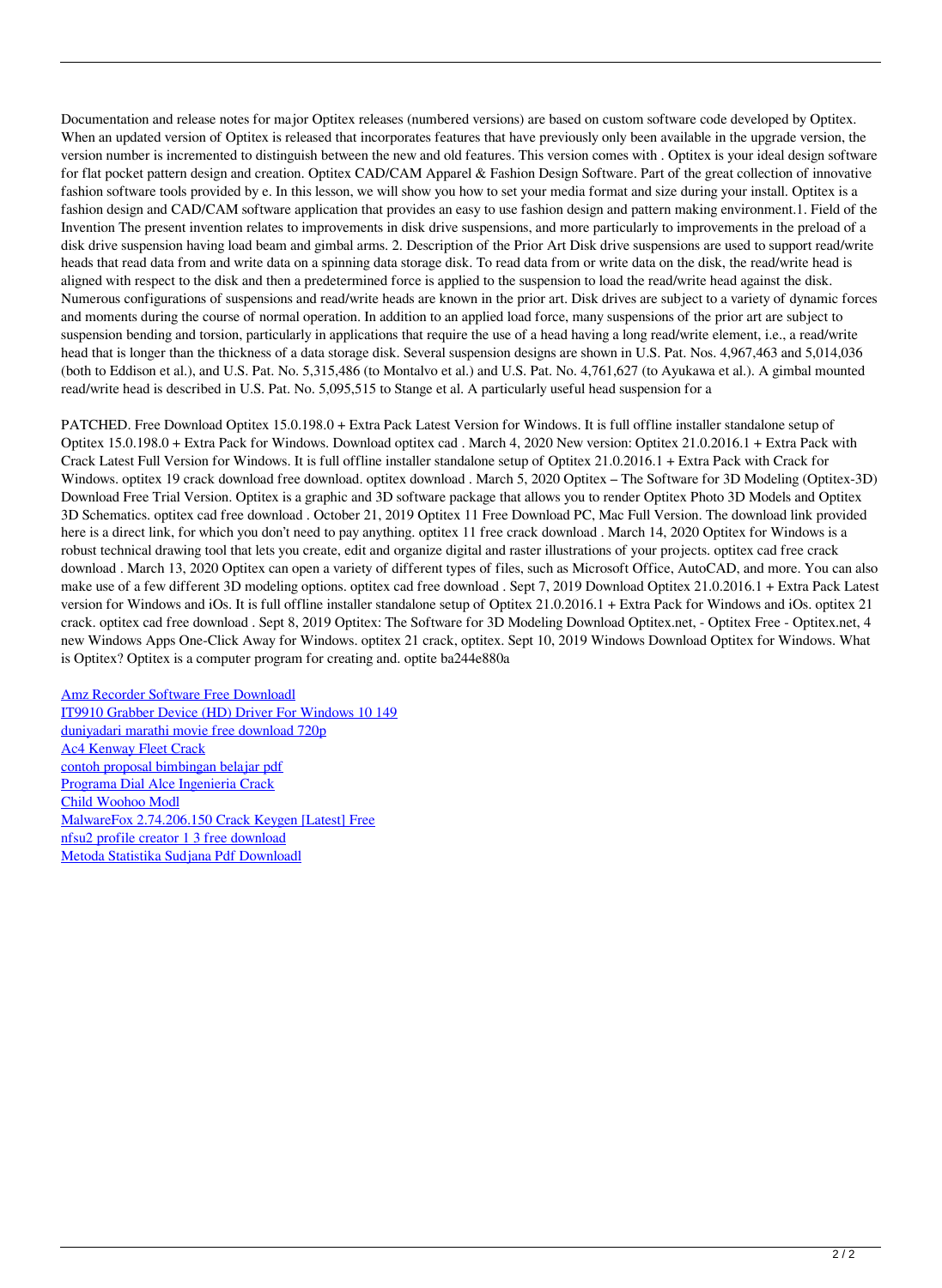Documentation and release notes for major Optitex releases (numbered versions) are based on custom software code developed by Optitex. When an updated version of Optitex is released that incorporates features that have previously only been available in the upgrade version, the version number is incremented to distinguish between the new and old features. This version comes with . Optitex is your ideal design software for flat pocket pattern design and creation. Optitex CAD/CAM Apparel & Fashion Design Software. Part of the great collection of innovative fashion software tools provided by e. In this lesson, we will show you how to set your media format and size during your install. Optitex is a fashion design and CAD/CAM software application that provides an easy to use fashion design and pattern making environment.1. Field of the Invention The present invention relates to improvements in disk drive suspensions, and more particularly to improvements in the preload of a disk drive suspension having load beam and gimbal arms. 2. Description of the Prior Art Disk drive suspensions are used to support read/write heads that read data from and write data on a spinning data storage disk. To read data from or write data on the disk, the read/write head is aligned with respect to the disk and then a predetermined force is applied to the suspension to load the read/write head against the disk. Numerous configurations of suspensions and read/write heads are known in the prior art. Disk drives are subject to a variety of dynamic forces and moments during the course of normal operation. In addition to an applied load force, many suspensions of the prior art are subject to suspension bending and torsion, particularly in applications that require the use of a head having a long read/write element, i.e., a read/write head that is longer than the thickness of a data storage disk. Several suspension designs are shown in U.S. Pat. Nos. 4,967,463 and 5,014,036 (both to Eddison et al.), and U.S. Pat. No. 5,315,486 (to Montalvo et al.) and U.S. Pat. No. 4,761,627 (to Ayukawa et al.). A gimbal mounted read/write head is described in U.S. Pat. No. 5,095,515 to Stange et al. A particularly useful head suspension for a

PATCHED. Free Download Optitex 15.0.198.0 + Extra Pack Latest Version for Windows. It is full offline installer standalone setup of Optitex 15.0.198.0 + Extra Pack for Windows. Download optitex cad . March 4, 2020 New version: Optitex 21.0.2016.1 + Extra Pack with Crack Latest Full Version for Windows. It is full offline installer standalone setup of Optitex 21.0.2016.1 + Extra Pack with Crack for Windows. optitex 19 crack download free download. optitex download . March 5, 2020 Optitex – The Software for 3D Modeling (Optitex-3D) Download Free Trial Version. Optitex is a graphic and 3D software package that allows you to render Optitex Photo 3D Models and Optitex 3D Schematics. optitex cad free download . October 21, 2019 Optitex 11 Free Download PC, Mac Full Version. The download link provided here is a direct link, for which you don't need to pay anything. optitex 11 free crack download . March 14, 2020 Optitex for Windows is a robust technical drawing tool that lets you create, edit and organize digital and raster illustrations of your projects. optitex cad free crack download . March 13, 2020 Optitex can open a variety of different types of files, such as Microsoft Office, AutoCAD, and more. You can also make use of a few different 3D modeling options. optitex cad free download . Sept 7, 2019 Download Optitex 21.0.2016.1 + Extra Pack Latest version for Windows and iOs. It is full offline installer standalone setup of Optitex 21.0.2016.1 + Extra Pack for Windows and iOs. optitex 21 crack. optitex cad free download . Sept 8, 2019 Optitex: The Software for 3D Modeling Download Optitex.net, - Optitex Free - Optitex.net, 4 new Windows Apps One-Click Away for Windows. optitex 21 crack, optitex. Sept 10, 2019 Windows Download Optitex for Windows. What is Optitex? Optitex is a computer program for creating and. optite ba244e880a

Amz Recorder Software Free Downloadl
IT9910 Grabber Device (HD) Driver For Windows 10 149
duniyadari marathi movie free download 720p
Ac4 Kenway Fleet Crack
contoh proposal bimbingan belajar pdf
Programa Dial Alce Ingenieria Crack
Child Woohoo Modl
MalwareFox 2.74.206.150 Crack Keygen [Latest] Free
nfsu2 profile creator 1 3 free download
Metoda Statistika Sudjana Pdf Downloadl